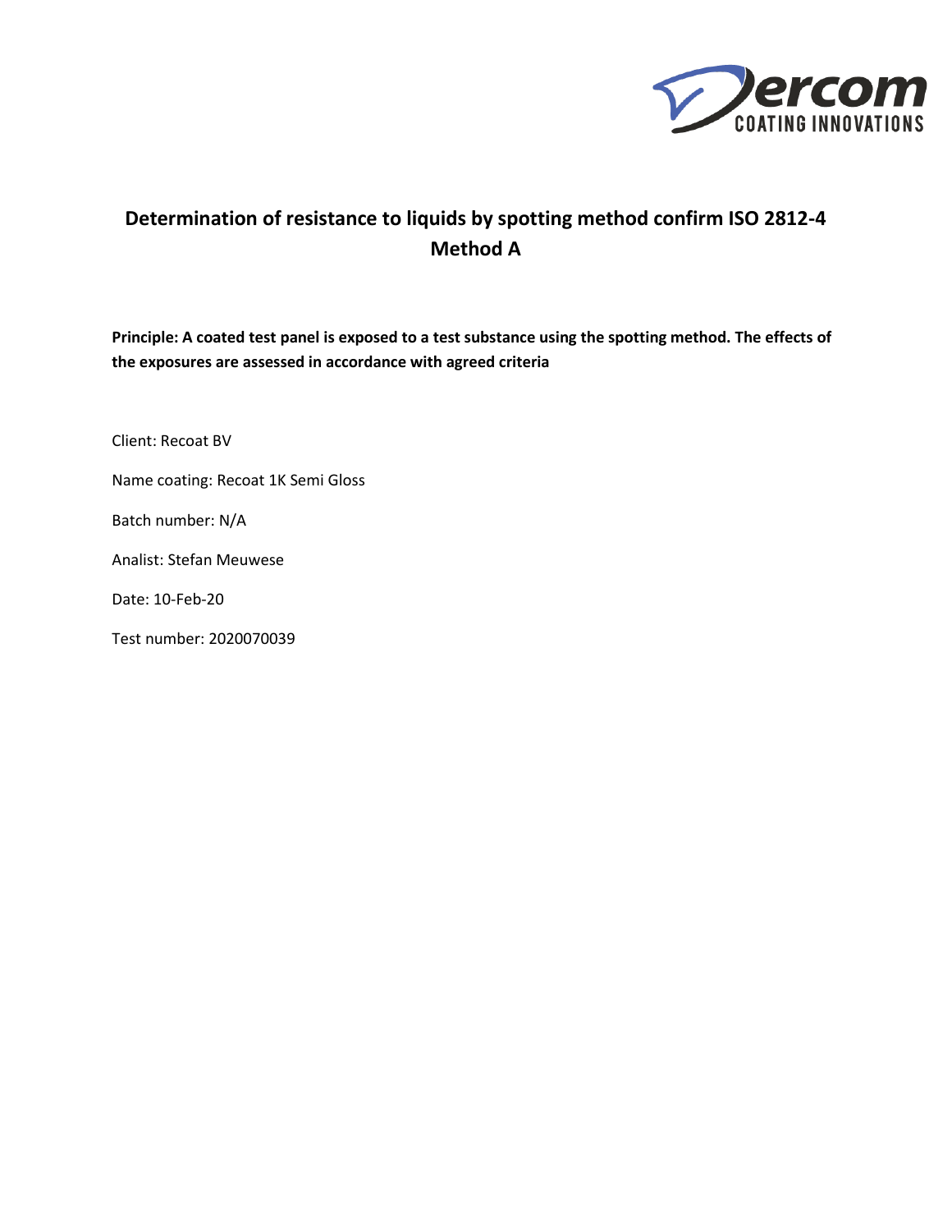# Determination of resistance to liquids by spotting method confirm ISO 2812-4 Method A

**Principle: A coated test panel is exposed to a test substance using the spotting method. The effects of the exposures are assessed in accordance with agreed criteria**

Client: Recoat BV

Name coating: Recoat 1K Semi Gloss

Batch number: N/A

Analist: Stefan Meuwese

Date: 10-Feb-20

Test number: 2020070039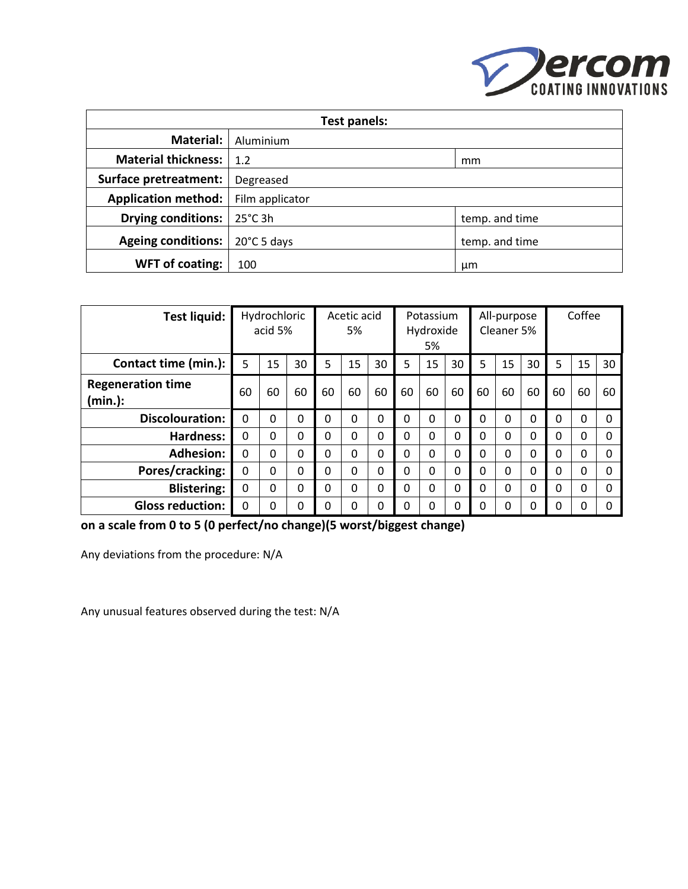| Test panels: | | |
|---|---|---|
| **Material:** | Aluminium | |
| **Material thickness:** | 1.2 | mm |
| **Surface pretreatment:** | Degreased | |
| **Application method:** | Film applicator | |
| **Drying conditions:** | 25°C 3h | temp. and time |
| **Ageing conditions:** | 20°C 5 days | temp. and time |
| **WFT of coating:** | 100 | µm |

| **Test liquid:** | Hydrochloric acid 5% | | | Acetic acid 5% | | | Potassium Hydroxide 5% | | | All-purpose Cleaner 5% | | | Coffee | | |
|---|---|---|---|---|---|---|---|---|---|---|---|---|---|---|---|
| **Contact time (min.):** | 5 | 15 | 30 | 5 | 15 | 30 | 5 | 15 | 30 | 5 | 15 | 30 | 5 | 15 | 30 |
| **Regeneration time (min.):** | 60 | 60 | 60 | 60 | 60 | 60 | 60 | 60 | 60 | 60 | 60 | 60 | 60 | 60 | 60 |
| **Discolouration:** | 0 | 0 | 0 | 0 | 0 | 0 | 0 | 0 | 0 | 0 | 0 | 0 | 0 | 0 | 0 |
| **Hardness:** | 0 | 0 | 0 | 0 | 0 | 0 | 0 | 0 | 0 | 0 | 0 | 0 | 0 | 0 | 0 |
| **Adhesion:** | 0 | 0 | 0 | 0 | 0 | 0 | 0 | 0 | 0 | 0 | 0 | 0 | 0 | 0 | 0 |
| **Pores/cracking:** | 0 | 0 | 0 | 0 | 0 | 0 | 0 | 0 | 0 | 0 | 0 | 0 | 0 | 0 | 0 |
| **Blistering:** | 0 | 0 | 0 | 0 | 0 | 0 | 0 | 0 | 0 | 0 | 0 | 0 | 0 | 0 | 0 |
| **Gloss reduction:** | 0 | 0 | 0 | 0 | 0 | 0 | 0 | 0 | 0 | 0 | 0 | 0 | 0 | 0 | 0 |

**on a scale from 0 to 5 (0 perfect/no change)(5 worst/biggest change)**

Any deviations from the procedure: N/A

Any unusual features observed during the test: N/A